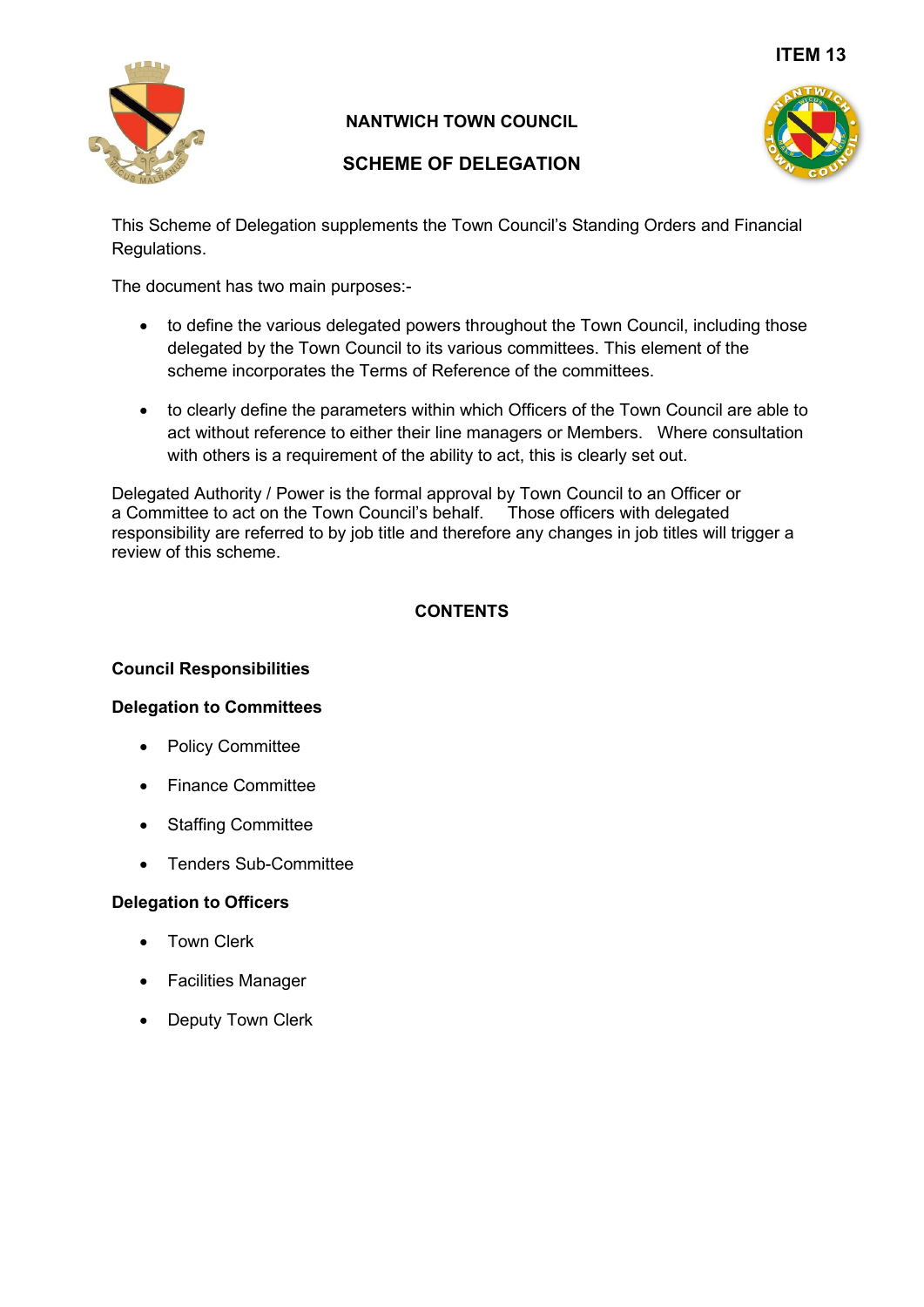ITEM 13

# NANTWICH TOWN COUNCIL

## SCHEME OF DELEGATION

This Scheme of Delegation supplements the Town Council's Standing Orders and Financial Regulations.

The document has two main purposes:-

- to define the various delegated powers throughout the Town Council, including those delegated by the Town Council to its various committees. This element of the scheme incorporates the Terms of Reference of the committees.
- to clearly define the parameters within which Officers of the Town Council are able to act without reference to either their line managers or Members. Where consultation with others is a requirement of the ability to act, this is clearly set out.

Delegated Authority / Power is the formal approval by Town Council to an Officer or a Committee to act on the Town Council's behalf. Those officers with delegated responsibility are referred to by job title and therefore any changes in job titles will trigger a review of this scheme.

## CONTENTS

**Council Responsibilities**

**Delegation to Committees**

- Policy Committee
- Finance Committee
- Staffing Committee
- Tenders Sub-Committee

**Delegation to Officers**

- Town Clerk
- Facilities Manager
- Deputy Town Clerk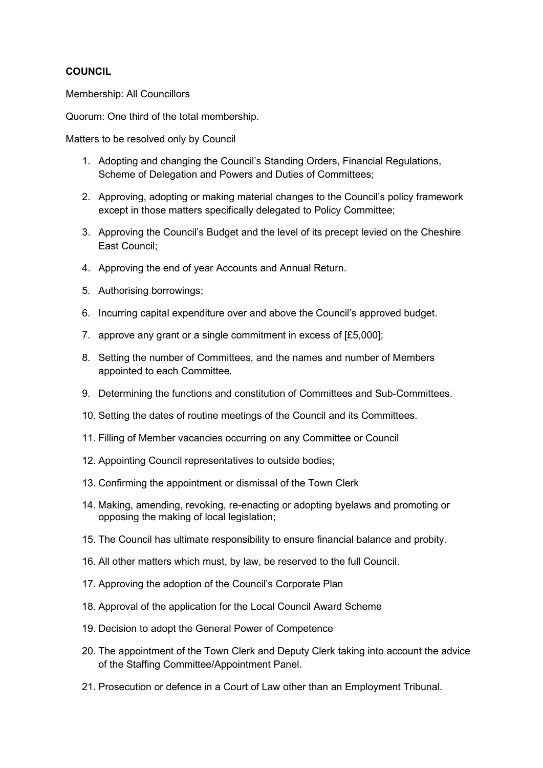**COUNCIL**

Membership: All Councillors

Quorum: One third of the total membership.

Matters to be resolved only by Council

1. Adopting and changing the Council's Standing Orders, Financial Regulations, Scheme of Delegation and Powers and Duties of Committees;
2. Approving, adopting or making material changes to the Council's policy framework except in those matters specifically delegated to Policy Committee;
3. Approving the Council's Budget and the level of its precept levied on the Cheshire East Council;
4. Approving the end of year Accounts and Annual Return.
5. Authorising borrowings;
6. Incurring capital expenditure over and above the Council's approved budget.
7. approve any grant or a single commitment in excess of [£5,000];
8. Setting the number of Committees, and the names and number of Members appointed to each Committee.
9. Determining the functions and constitution of Committees and Sub-Committees.
10. Setting the dates of routine meetings of the Council and its Committees.
11. Filling of Member vacancies occurring on any Committee or Council
12. Appointing Council representatives to outside bodies;
13. Confirming the appointment or dismissal of the Town Clerk
14. Making, amending, revoking, re-enacting or adopting byelaws and promoting or opposing the making of local legislation;
15. The Council has ultimate responsibility to ensure financial balance and probity.
16. All other matters which must, by law, be reserved to the full Council.
17. Approving the adoption of the Council's Corporate Plan
18. Approval of the application for the Local Council Award Scheme
19. Decision to adopt the General Power of Competence
20. The appointment of the Town Clerk and Deputy Clerk taking into account the advice of the Staffing Committee/Appointment Panel.
21. Prosecution or defence in a Court of Law other than an Employment Tribunal.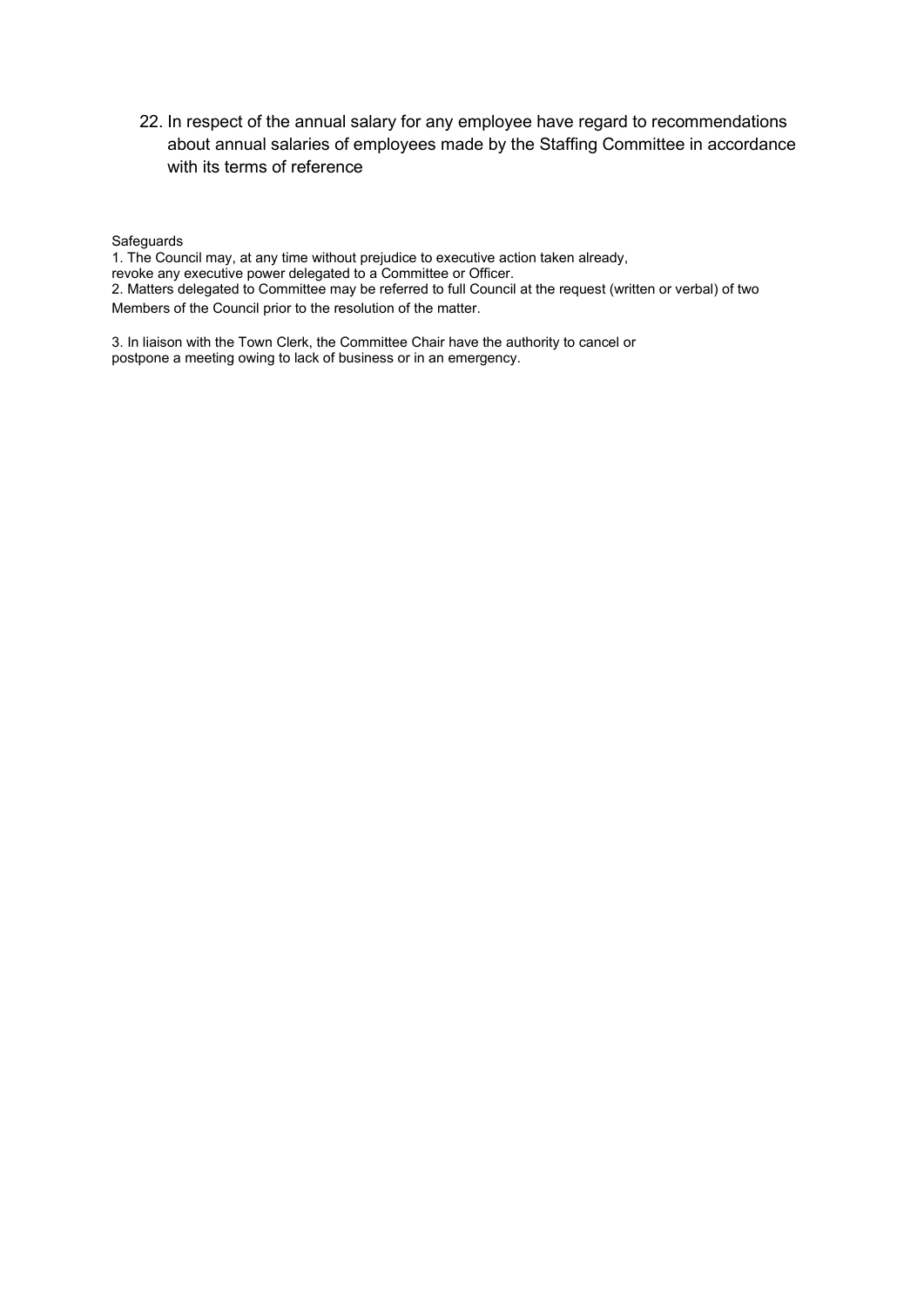22. In respect of the annual salary for any employee have regard to recommendations about annual salaries of employees made by the Staffing Committee in accordance with its terms of reference

Safeguards

1. The Council may, at any time without prejudice to executive action taken already, revoke any executive power delegated to a Committee or Officer.
2. Matters delegated to Committee may be referred to full Council at the request (written or verbal) of two Members of the Council prior to the resolution of the matter.
3. In liaison with the Town Clerk, the Committee Chair have the authority to cancel or postpone a meeting owing to lack of business or in an emergency.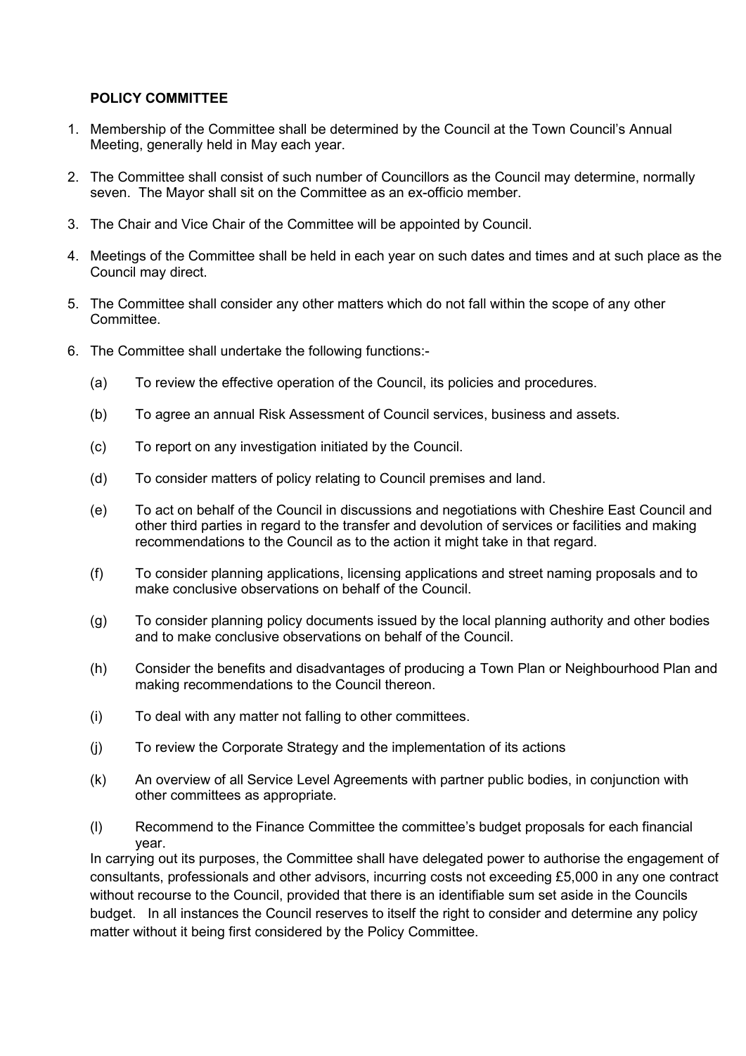**POLICY COMMITTEE**

1. Membership of the Committee shall be determined by the Council at the Town Council's Annual Meeting, generally held in May each year.

2. The Committee shall consist of such number of Councillors as the Council may determine, normally seven. The Mayor shall sit on the Committee as an ex-officio member.

3. The Chair and Vice Chair of the Committee will be appointed by Council.

4. Meetings of the Committee shall be held in each year on such dates and times and at such place as the Council may direct.

5. The Committee shall consider any other matters which do not fall within the scope of any other Committee.

6. The Committee shall undertake the following functions:-

   (a) To review the effective operation of the Council, its policies and procedures.

   (b) To agree an annual Risk Assessment of Council services, business and assets.

   (c) To report on any investigation initiated by the Council.

   (d) To consider matters of policy relating to Council premises and land.

   (e) To act on behalf of the Council in discussions and negotiations with Cheshire East Council and other third parties in regard to the transfer and devolution of services or facilities and making recommendations to the Council as to the action it might take in that regard.

   (f) To consider planning applications, licensing applications and street naming proposals and to make conclusive observations on behalf of the Council.

   (g) To consider planning policy documents issued by the local planning authority and other bodies and to make conclusive observations on behalf of the Council.

   (h) Consider the benefits and disadvantages of producing a Town Plan or Neighbourhood Plan and making recommendations to the Council thereon.

   (i) To deal with any matter not falling to other committees.

   (j) To review the Corporate Strategy and the implementation of its actions

   (k) An overview of all Service Level Agreements with partner public bodies, in conjunction with other committees as appropriate.

   (l) Recommend to the Finance Committee the committee's budget proposals for each financial year.

In carrying out its purposes, the Committee shall have delegated power to authorise the engagement of consultants, professionals and other advisors, incurring costs not exceeding £5,000 in any one contract without recourse to the Council, provided that there is an identifiable sum set aside in the Councils budget. In all instances the Council reserves to itself the right to consider and determine any policy matter without it being first considered by the Policy Committee.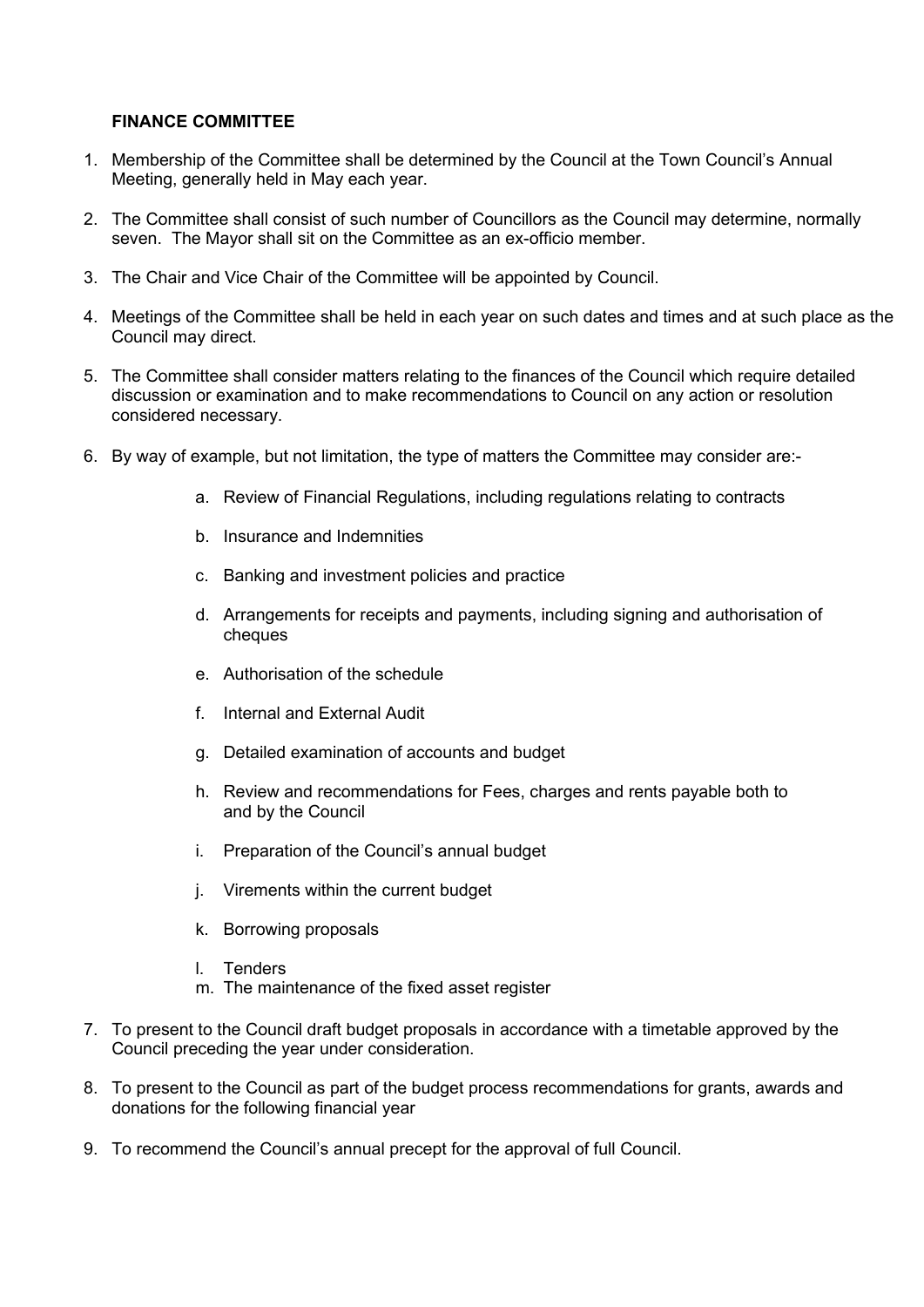**FINANCE COMMITTEE**

1. Membership of the Committee shall be determined by the Council at the Town Council's Annual Meeting, generally held in May each year.

2. The Committee shall consist of such number of Councillors as the Council may determine, normally seven. The Mayor shall sit on the Committee as an ex-officio member.

3. The Chair and Vice Chair of the Committee will be appointed by Council.

4. Meetings of the Committee shall be held in each year on such dates and times and at such place as the Council may direct.

5. The Committee shall consider matters relating to the finances of the Council which require detailed discussion or examination and to make recommendations to Council on any action or resolution considered necessary.

6. By way of example, but not limitation, the type of matters the Committee may consider are:-

    a. Review of Financial Regulations, including regulations relating to contracts

    b. Insurance and Indemnities

    c. Banking and investment policies and practice

    d. Arrangements for receipts and payments, including signing and authorisation of cheques

    e. Authorisation of the schedule

    f. Internal and External Audit

    g. Detailed examination of accounts and budget

    h. Review and recommendations for Fees, charges and rents payable both to and by the Council

    i. Preparation of the Council's annual budget

    j. Virements within the current budget

    k. Borrowing proposals

    l. Tenders

    m. The maintenance of the fixed asset register

7. To present to the Council draft budget proposals in accordance with a timetable approved by the Council preceding the year under consideration.

8. To present to the Council as part of the budget process recommendations for grants, awards and donations for the following financial year

9. To recommend the Council's annual precept for the approval of full Council.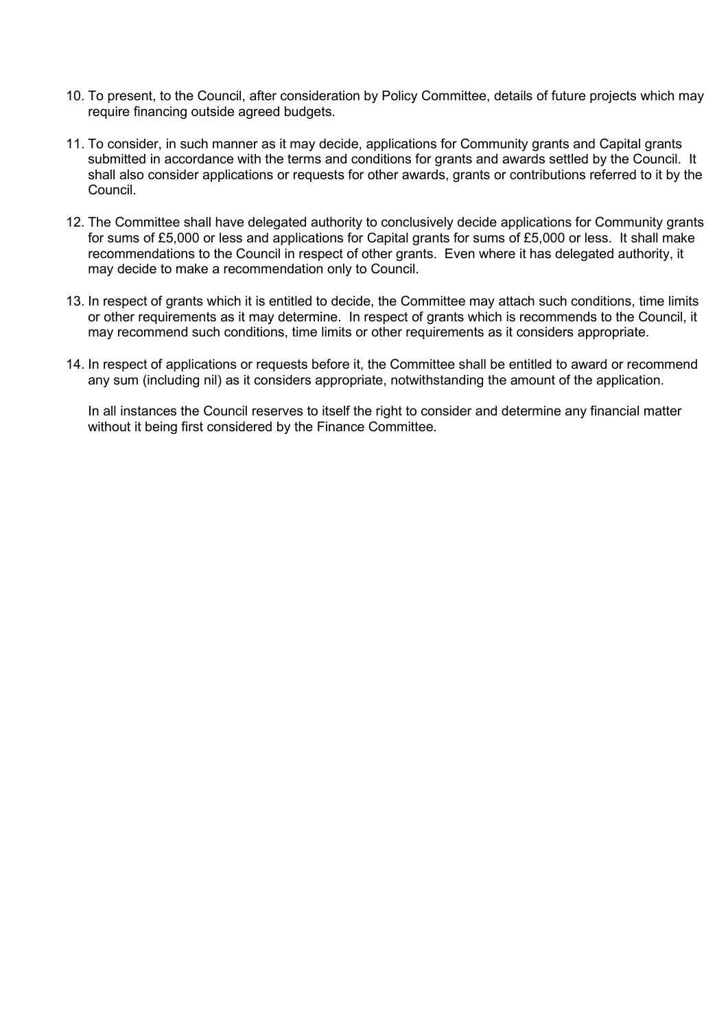10. To present, to the Council, after consideration by Policy Committee, details of future projects which may require financing outside agreed budgets.

11. To consider, in such manner as it may decide, applications for Community grants and Capital grants submitted in accordance with the terms and conditions for grants and awards settled by the Council. It shall also consider applications or requests for other awards, grants or contributions referred to it by the Council.

12. The Committee shall have delegated authority to conclusively decide applications for Community grants for sums of £5,000 or less and applications for Capital grants for sums of £5,000 or less. It shall make recommendations to the Council in respect of other grants. Even where it has delegated authority, it may decide to make a recommendation only to Council.

13. In respect of grants which it is entitled to decide, the Committee may attach such conditions, time limits or other requirements as it may determine. In respect of grants which is recommends to the Council, it may recommend such conditions, time limits or other requirements as it considers appropriate.

14. In respect of applications or requests before it, the Committee shall be entitled to award or recommend any sum (including nil) as it considers appropriate, notwithstanding the amount of the application.

    In all instances the Council reserves to itself the right to consider and determine any financial matter without it being first considered by the Finance Committee.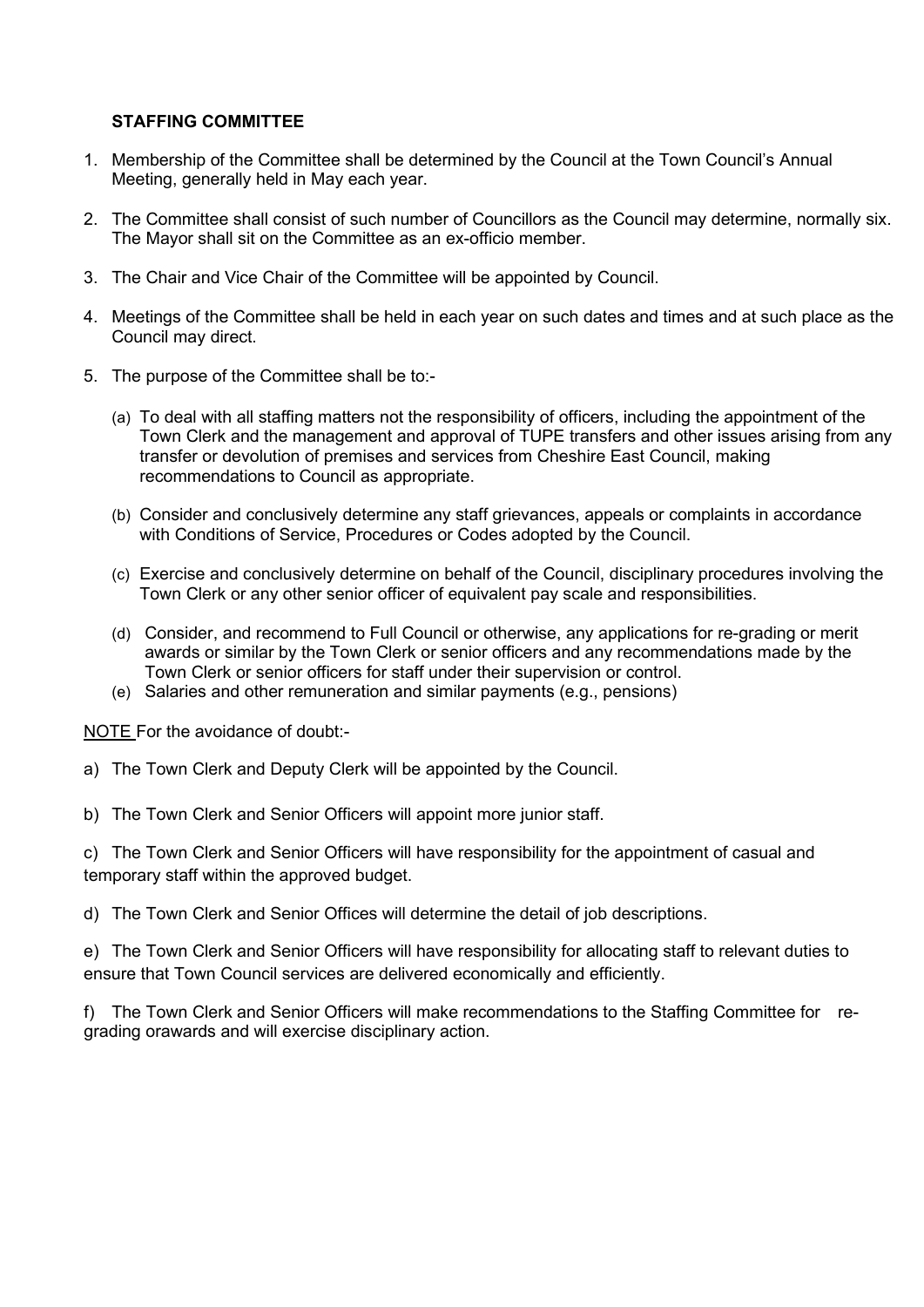**STAFFING COMMITTEE**

1. Membership of the Committee shall be determined by the Council at the Town Council's Annual Meeting, generally held in May each year.

2. The Committee shall consist of such number of Councillors as the Council may determine, normally six. The Mayor shall sit on the Committee as an ex-officio member.

3. The Chair and Vice Chair of the Committee will be appointed by Council.

4. Meetings of the Committee shall be held in each year on such dates and times and at such place as the Council may direct.

5. The purpose of the Committee shall be to:-

   (a) To deal with all staffing matters not the responsibility of officers, including the appointment of the Town Clerk and the management and approval of TUPE transfers and other issues arising from any transfer or devolution of premises and services from Cheshire East Council, making recommendations to Council as appropriate.

   (b) Consider and conclusively determine any staff grievances, appeals or complaints in accordance with Conditions of Service, Procedures or Codes adopted by the Council.

   (c) Exercise and conclusively determine on behalf of the Council, disciplinary procedures involving the Town Clerk or any other senior officer of equivalent pay scale and responsibilities.

   (d) Consider, and recommend to Full Council or otherwise, any applications for re-grading or merit awards or similar by the Town Clerk or senior officers and any recommendations made by the Town Clerk or senior officers for staff under their supervision or control.

   (e) Salaries and other remuneration and similar payments (e.g., pensions)

NOTE For the avoidance of doubt:-

a) The Town Clerk and Deputy Clerk will be appointed by the Council.

b) The Town Clerk and Senior Officers will appoint more junior staff.

c) The Town Clerk and Senior Officers will have responsibility for the appointment of casual and temporary staff within the approved budget.

d) The Town Clerk and Senior Offices will determine the detail of job descriptions.

e) The Town Clerk and Senior Officers will have responsibility for allocating staff to relevant duties to ensure that Town Council services are delivered economically and efficiently.

f) The Town Clerk and Senior Officers will make recommendations to the Staffing Committee for re-grading orawards and will exercise disciplinary action.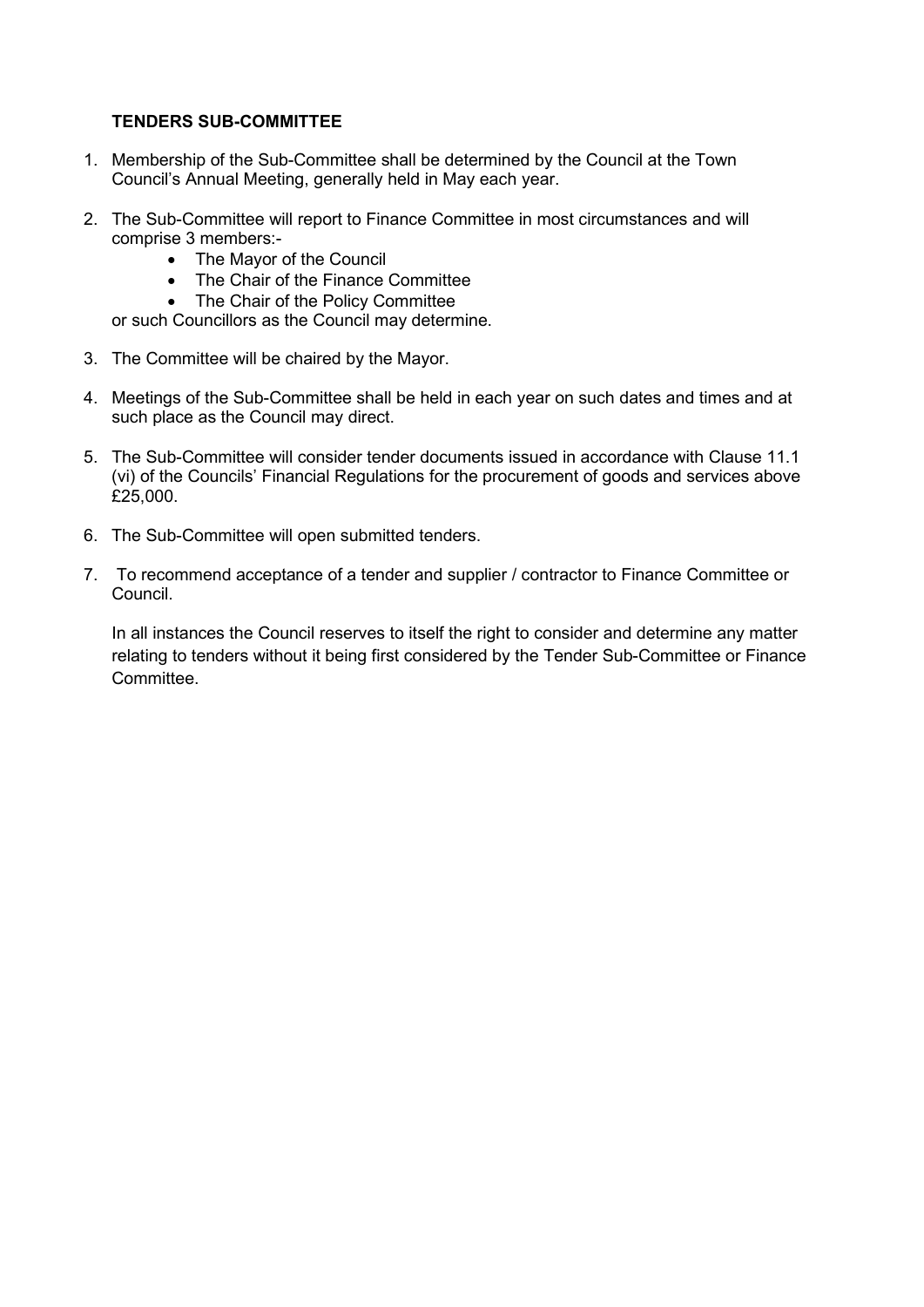**TENDERS SUB-COMMITTEE**

1. Membership of the Sub-Committee shall be determined by the Council at the Town Council's Annual Meeting, generally held in May each year.

2. The Sub-Committee will report to Finance Committee in most circumstances and will comprise 3 members:-
   - The Mayor of the Council
   - The Chair of the Finance Committee
   - The Chair of the Policy Committee

   or such Councillors as the Council may determine.

3. The Committee will be chaired by the Mayor.

4. Meetings of the Sub-Committee shall be held in each year on such dates and times and at such place as the Council may direct.

5. The Sub-Committee will consider tender documents issued in accordance with Clause 11.1 (vi) of the Councils' Financial Regulations for the procurement of goods and services above £25,000.

6. The Sub-Committee will open submitted tenders.

7. To recommend acceptance of a tender and supplier / contractor to Finance Committee or Council.

   In all instances the Council reserves to itself the right to consider and determine any matter relating to tenders without it being first considered by the Tender Sub-Committee or Finance Committee.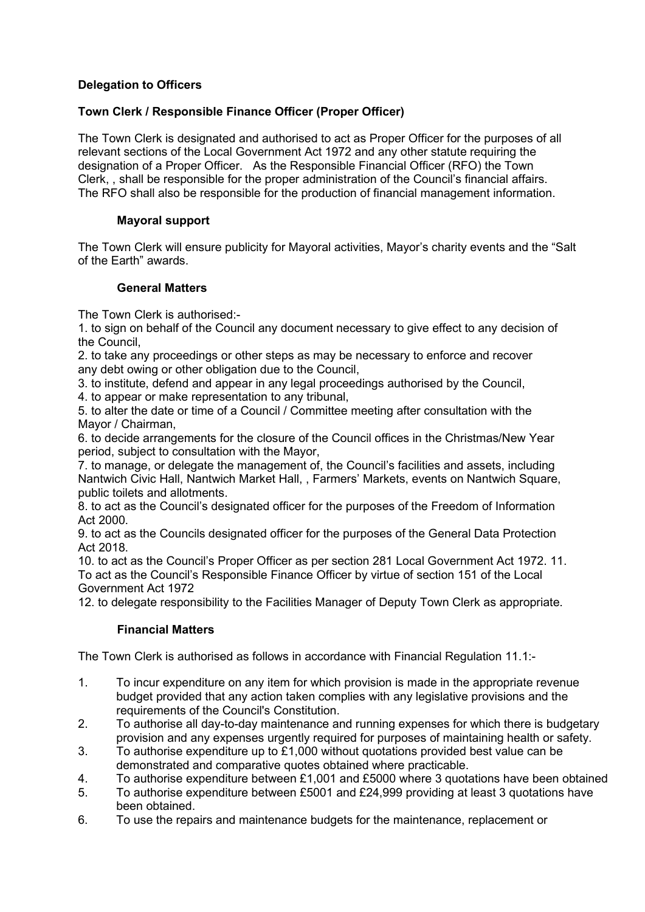**Delegation to Officers**

**Town Clerk / Responsible Finance Officer (Proper Officer)**

The Town Clerk is designated and authorised to act as Proper Officer for the purposes of all relevant sections of the Local Government Act 1972 and any other statute requiring the designation of a Proper Officer. As the Responsible Financial Officer (RFO) the Town Clerk, , shall be responsible for the proper administration of the Council's financial affairs. The RFO shall also be responsible for the production of financial management information.

**Mayoral support**

The Town Clerk will ensure publicity for Mayoral activities, Mayor's charity events and the "Salt of the Earth" awards.

**General Matters**

The Town Clerk is authorised:-

1. to sign on behalf of the Council any document necessary to give effect to any decision of the Council,
2. to take any proceedings or other steps as may be necessary to enforce and recover any debt owing or other obligation due to the Council,
3. to institute, defend and appear in any legal proceedings authorised by the Council,
4. to appear or make representation to any tribunal,
5. to alter the date or time of a Council / Committee meeting after consultation with the Mayor / Chairman,
6. to decide arrangements for the closure of the Council offices in the Christmas/New Year period, subject to consultation with the Mayor,
7. to manage, or delegate the management of, the Council's facilities and assets, including Nantwich Civic Hall, Nantwich Market Hall, , Farmers' Markets, events on Nantwich Square, public toilets and allotments.
8. to act as the Council's designated officer for the purposes of the Freedom of Information Act 2000.
9. to act as the Councils designated officer for the purposes of the General Data Protection Act 2018.
10. to act as the Council's Proper Officer as per section 281 Local Government Act 1972.
11. To act as the Council's Responsible Finance Officer by virtue of section 151 of the Local Government Act 1972
12. to delegate responsibility to the Facilities Manager of Deputy Town Clerk as appropriate.

**Financial Matters**

The Town Clerk is authorised as follows in accordance with Financial Regulation 11.1:-

1. To incur expenditure on any item for which provision is made in the appropriate revenue budget provided that any action taken complies with any legislative provisions and the requirements of the Council's Constitution.
2. To authorise all day-to-day maintenance and running expenses for which there is budgetary provision and any expenses urgently required for purposes of maintaining health or safety.
3. To authorise expenditure up to £1,000 without quotations provided best value can be demonstrated and comparative quotes obtained where practicable.
4. To authorise expenditure between £1,001 and £5000 where 3 quotations have been obtained
5. To authorise expenditure between £5001 and £24,999 providing at least 3 quotations have been obtained.
6. To use the repairs and maintenance budgets for the maintenance, replacement or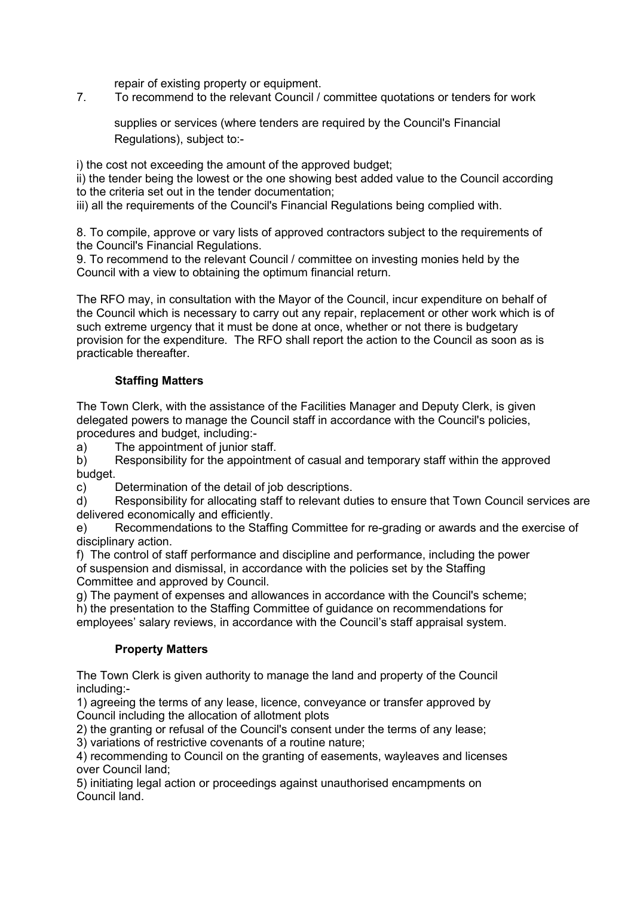repair of existing property or equipment.

7. To recommend to the relevant Council / committee quotations or tenders for work

   supplies or services (where tenders are required by the Council's Financial Regulations), subject to:-

i) the cost not exceeding the amount of the approved budget;
ii) the tender being the lowest or the one showing best added value to the Council according to the criteria set out in the tender documentation;
iii) all the requirements of the Council's Financial Regulations being complied with.

8. To compile, approve or vary lists of approved contractors subject to the requirements of the Council's Financial Regulations.
9. To recommend to the relevant Council / committee on investing monies held by the Council with a view to obtaining the optimum financial return.

The RFO may, in consultation with the Mayor of the Council, incur expenditure on behalf of the Council which is necessary to carry out any repair, replacement or other work which is of such extreme urgency that it must be done at once, whether or not there is budgetary provision for the expenditure. The RFO shall report the action to the Council as soon as is practicable thereafter.

**Staffing Matters**

The Town Clerk, with the assistance of the Facilities Manager and Deputy Clerk, is given delegated powers to manage the Council staff in accordance with the Council's policies, procedures and budget, including:-

a) The appointment of junior staff.
b) Responsibility for the appointment of casual and temporary staff within the approved budget.
c) Determination of the detail of job descriptions.
d) Responsibility for allocating staff to relevant duties to ensure that Town Council services are delivered economically and efficiently.
e) Recommendations to the Staffing Committee for re-grading or awards and the exercise of disciplinary action.
f) The control of staff performance and discipline and performance, including the power of suspension and dismissal, in accordance with the policies set by the Staffing Committee and approved by Council.
g) The payment of expenses and allowances in accordance with the Council's scheme;
h) the presentation to the Staffing Committee of guidance on recommendations for employees' salary reviews, in accordance with the Council's staff appraisal system.

**Property Matters**

The Town Clerk is given authority to manage the land and property of the Council including:-

1) agreeing the terms of any lease, licence, conveyance or transfer approved by Council including the allocation of allotment plots
2) the granting or refusal of the Council's consent under the terms of any lease;
3) variations of restrictive covenants of a routine nature;
4) recommending to Council on the granting of easements, wayleaves and licenses over Council land;
5) initiating legal action or proceedings against unauthorised encampments on Council land.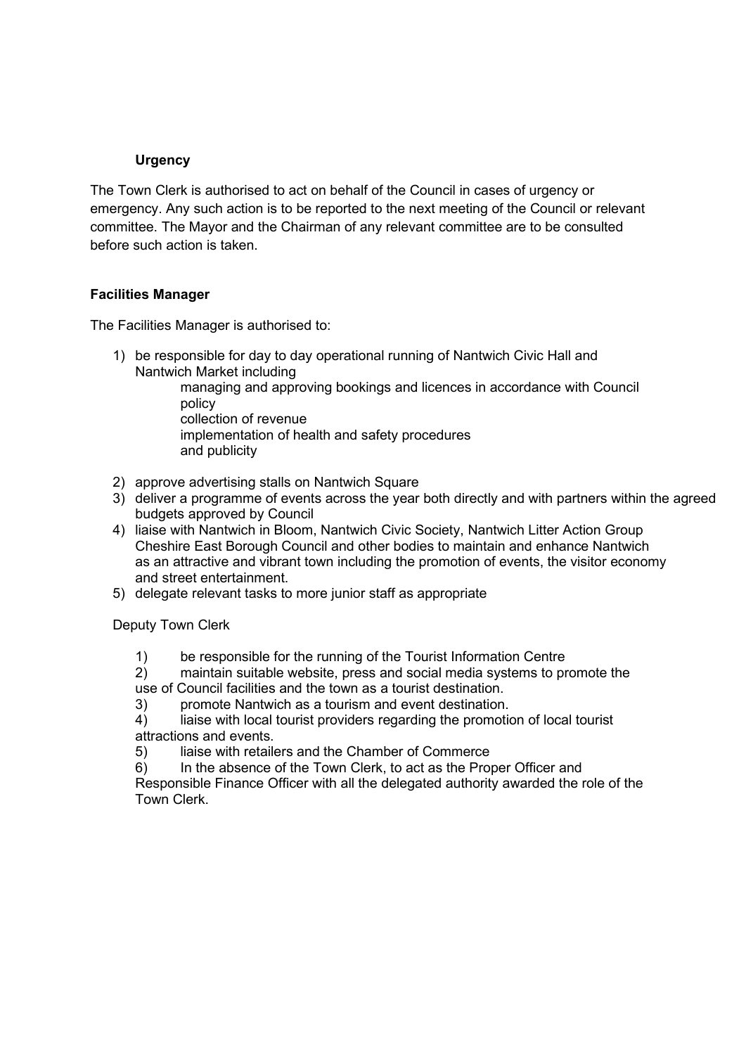**Urgency**

The Town Clerk is authorised to act on behalf of the Council in cases of urgency or emergency. Any such action is to be reported to the next meeting of the Council or relevant committee. The Mayor and the Chairman of any relevant committee are to be consulted before such action is taken.

**Facilities Manager**

The Facilities Manager is authorised to:

1) be responsible for day to day operational running of Nantwich Civic Hall and Nantwich Market including
    - managing and approving bookings and licences in accordance with Council policy
    - collection of revenue
    - implementation of health and safety procedures
    - and publicity
2) approve advertising stalls on Nantwich Square
3) deliver a programme of events across the year both directly and with partners within the agreed budgets approved by Council
4) liaise with Nantwich in Bloom, Nantwich Civic Society, Nantwich Litter Action Group Cheshire East Borough Council and other bodies to maintain and enhance Nantwich as an attractive and vibrant town including the promotion of events, the visitor economy and street entertainment.
5) delegate relevant tasks to more junior staff as appropriate

Deputy Town Clerk

1) be responsible for the running of the Tourist Information Centre
2) maintain suitable website, press and social media systems to promote the use of Council facilities and the town as a tourist destination.
3) promote Nantwich as a tourism and event destination.
4) liaise with local tourist providers regarding the promotion of local tourist attractions and events.
5) liaise with retailers and the Chamber of Commerce
6) In the absence of the Town Clerk, to act as the Proper Officer and Responsible Finance Officer with all the delegated authority awarded the role of the Town Clerk.